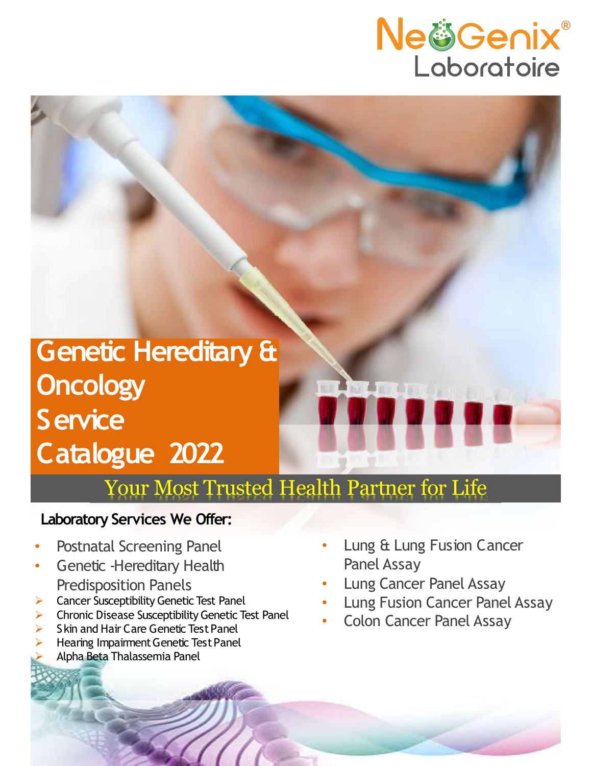NeoGenix® Laboratoire

# Genetic Hereditary & Oncology Service Catalogue 2022

Your Most Trusted Health Partner for Life

**Laboratory Services We Offer:**

- Postnatal Screening Panel
- Genetic -Hereditary Health Predisposition Panels
  - Cancer Susceptibility Genetic Test Panel
  - Chronic Disease Susceptibility Genetic Test Panel
  - Skin and Hair Care Genetic Test Panel
  - Hearing Impairment Genetic Test Panel
  - Alpha Beta Thalassemia Panel
- Lung & Lung Fusion Cancer Panel Assay
- Lung Cancer Panel Assay
- Lung Fusion Cancer Panel Assay
- Colon Cancer Panel Assay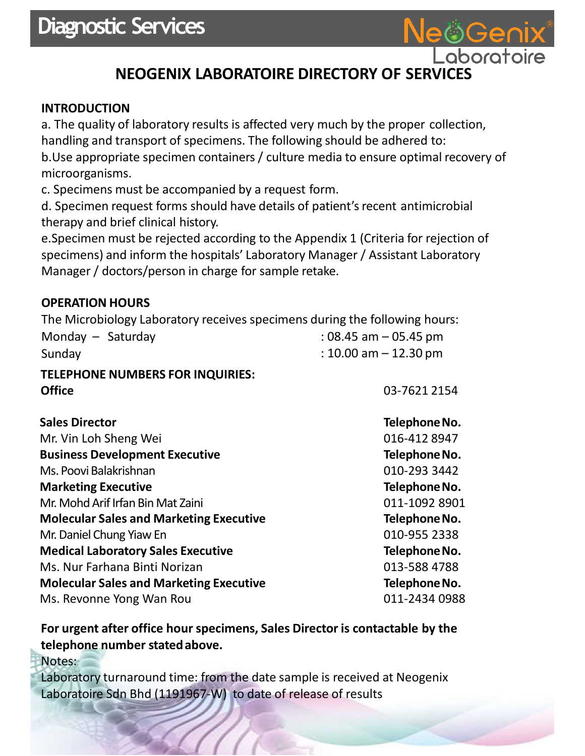# NEOGENIX LABORATOIRE DIRECTORY OF SERVICES

## INTRODUCTION

a. The quality of laboratory results is affected very much by the proper collection, handling and transport of specimens. The following should be adhered to:

b.Use appropriate specimen containers / culture media to ensure optimal recovery of microorganisms.

c. Specimens must be accompanied by a request form.

d. Specimen request forms should have details of patient's recent antimicrobial therapy and brief clinical history.

e.Specimen must be rejected according to the Appendix 1 (Criteria for rejection of specimens) and inform the hospitals' Laboratory Manager / Assistant Laboratory Manager / doctors/person in charge for sample retake.

## OPERATION HOURS

The Microbiology Laboratory receives specimens during the following hours:

| | |
|---|---|
| Monday – Saturday | : 08.45 am – 05.45 pm |
| Sunday | : 10.00 am – 12.30 pm |

## TELEPHONE NUMBERS FOR INQUIRIES:

| | |
|---|---|
| **Office** | 03-7621 2154 |
| **Sales Director** | **Telephone No.** |
| Mr. Vin Loh Sheng Wei | 016-412 8947 |
| **Business Development Executive** | **Telephone No.** |
| Ms. Poovi Balakrishnan | 010-293 3442 |
| **Marketing Executive** | **Telephone No.** |
| Mr. Mohd Arif Irfan Bin Mat Zaini | 011-1092 8901 |
| **Molecular Sales and Marketing Executive** | **Telephone No.** |
| Mr. Daniel Chung Yiaw En | 010-955 2338 |
| **Medical Laboratory Sales Executive** | **Telephone No.** |
| Ms. Nur Farhana Binti Norizan | 013-588 4788 |
| **Molecular Sales and Marketing Executive** | **Telephone No.** |
| Ms. Revonne Yong Wan Rou | 011-2434 0988 |

**For urgent after office hour specimens, Sales Director is contactable by the telephone number stated above.**

Notes:

Laboratory turnaround time: from the date sample is received at Neogenix Laboratoire Sdn Bhd (1191967-W) to date of release of results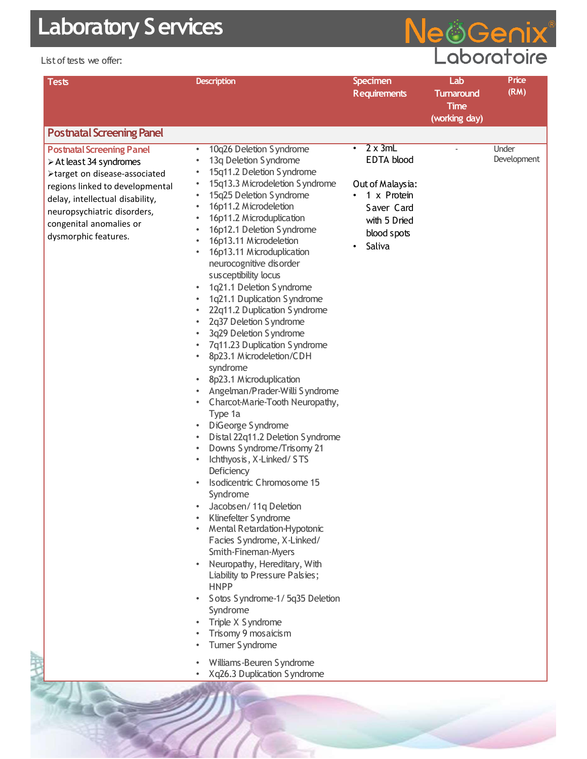# Laboratory Services

List of tests we offer:

| Tests | Description | Specimen Requirements | Lab Turnaround Time (working day) | Price (RM) |
|---|---|---|---|---|
| **Postnatal Screening Panel** | | | | |
| **Postnatal Screening Panel**<br>➢ At least 34 syndromes<br>➢ target on disease-associated regions linked to developmental delay, intellectual disability, neuropsychiatric disorders, congenital anomalies or dysmorphic features. | • 10q26 Deletion Syndrome<br>• 13q Deletion Syndrome<br>• 15q11.2 Deletion Syndrome<br>• 15q13.3 Microdeletion Syndrome<br>• 15q25 Deletion Syndrome<br>• 16p11.2 Microdeletion<br>• 16p11.2 Microduplication<br>• 16p12.1 Deletion Syndrome<br>• 16p13.11 Microdeletion<br>• 16p13.11 Microduplication neurocognitive disorder susceptibility locus<br>• 1q21.1 Deletion Syndrome<br>• 1q21.1 Duplication Syndrome<br>• 22q11.2 Duplication Syndrome<br>• 2q37 Deletion Syndrome<br>• 3q29 Deletion Syndrome<br>• 7q11.23 Duplication Syndrome<br>• 8p23.1 Microdeletion/CDH syndrome<br>• 8p23.1 Microduplication<br>• Angelman/Prader-Willi Syndrome<br>• Charcot-Marie-Tooth Neuropathy, Type 1a<br>• DiGeorge Syndrome<br>• Distal 22q11.2 Deletion Syndrome<br>• Downs Syndrome/Trisomy 21<br>• Ichthyosis, X-Linked/ STS Deficiency<br>• Isodicentric Chromosome 15 Syndrome<br>• Jacobsen/ 11q Deletion<br>• Klinefelter Syndrome<br>• Mental Retardation-Hypotonic Facies Syndrome, X-Linked/ Smith-Fineman-Myers<br>• Neuropathy, Hereditary, With Liability to Pressure Palsies; HNPP<br>• Sotos Syndrome-1/ 5q35 Deletion Syndrome<br>• Triple X Syndrome<br>• Trisomy 9 mosaicism<br>• Turner Syndrome<br>• Williams-Beuren Syndrome<br>• Xq26.3 Duplication Syndrome | • 2 x 3mL EDTA blood<br><br>Out of Malaysia:<br>• 1 x Protein Saver Card with 5 Dried blood spots<br>• Saliva | - | Under Development |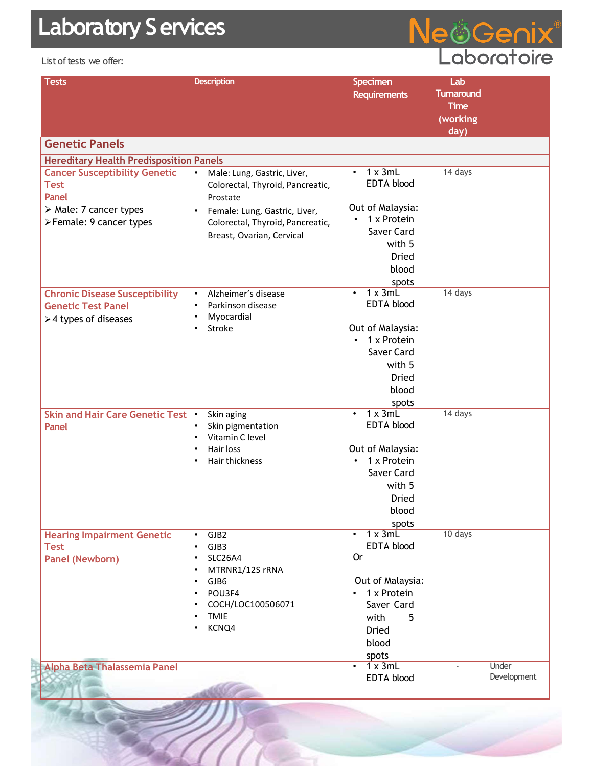# Laboratory Services

NeoGenix® Laboratoire

List of tests we offer:

| Tests | Description | Specimen Requirements | Lab Turnaround Time (working day) | |
|---|---|---|---|---|
| **Genetic Panels** | | | | |
| **Hereditary Health Predisposition Panels** | | | | |
| **Cancer Susceptibility Genetic Test Panel**<br>➢ Male: 7 cancer types<br>➢ Female: 9 cancer types | • Male: Lung, Gastric, Liver, Colorectal, Thyroid, Pancreatic, Prostate<br>• Female: Lung, Gastric, Liver, Colorectal, Thyroid, Pancreatic, Breast, Ovarian, Cervical | • 1 x 3mL EDTA blood<br><br>Out of Malaysia:<br>• 1 x Protein Saver Card with 5 Dried blood spots | 14 days | |
| **Chronic Disease Susceptibility Genetic Test Panel**<br>➢ 4 types of diseases | • Alzheimer's disease<br>• Parkinson disease<br>• Myocardial<br>• Stroke | • 1 x 3mL EDTA blood<br><br>Out of Malaysia:<br>• 1 x Protein Saver Card with 5 Dried blood spots | 14 days | |
| **Skin and Hair Care Genetic Test Panel** | • Skin aging<br>• Skin pigmentation<br>• Vitamin C level<br>• Hair loss<br>• Hair thickness | • 1 x 3mL EDTA blood<br><br>Out of Malaysia:<br>• 1 x Protein Saver Card with 5 Dried blood spots | 14 days | |
| **Hearing Impairment Genetic Test Panel (Newborn)** | • GJB2<br>• GJB3<br>• SLC26A4<br>• MTRNR1/12S rRNA<br>• GJB6<br>• POU3F4<br>• COCH/LOC100506071<br>• TMIE<br>• KCNQ4 | • 1 x 3mL EDTA blood<br>Or<br><br>Out of Malaysia:<br>• 1 x Protein Saver Card with 5 Dried blood spots | 10 days | |
| **Alpha Beta Thalassemia Panel** | | • 1 x 3mL EDTA blood | - | Under Development |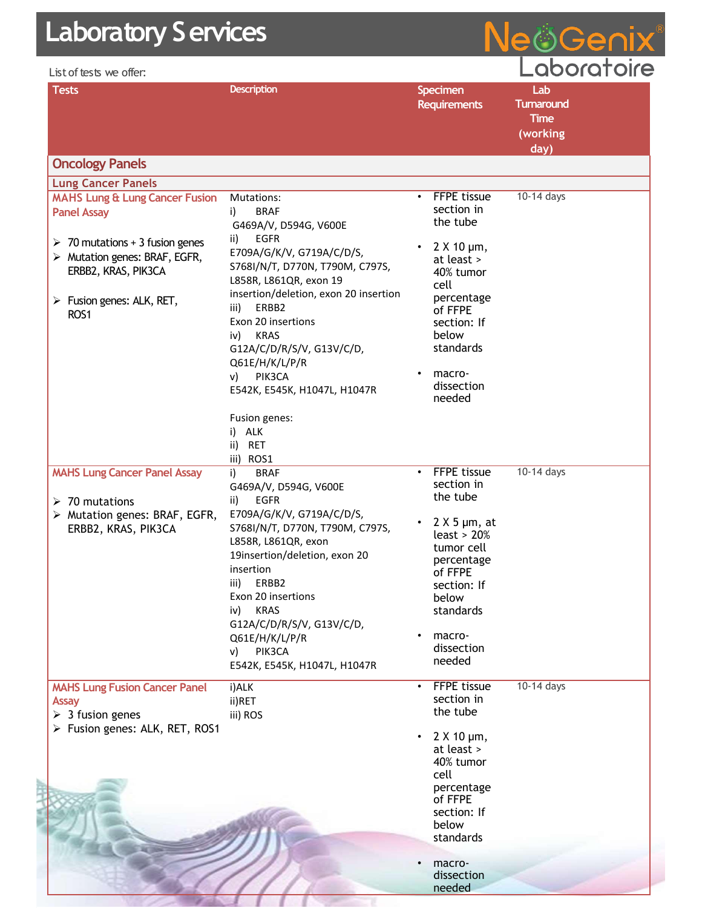# Laboratory Services

NeoGenix Laboratoire

List of tests we offer:

| Tests | Description | Specimen Requirements | Lab Turnaround Time (working day) |
|---|---|---|---|
| **Oncology Panels** | | | |
| **Lung Cancer Panels** | | | |
| MAHS Lung & Lung Cancer Fusion Panel Assay<br><br>➢ 70 mutations + 3 fusion genes<br>➢ Mutation genes: BRAF, EGFR, ERBB2, KRAS, PIK3CA<br><br>➢ Fusion genes: ALK, RET, ROS1 | Mutations:<br>i) BRAF<br>G469A/V, D594G, V600E<br>ii) EGFR<br>E709A/G/K/V, G719A/C/D/S, S768I/N/T, D770N, T790M, C797S, L858R, L861QR, exon 19 insertion/deletion, exon 20 insertion<br>iii) ERBB2<br>Exon 20 insertions<br>iv) KRAS<br>G12A/C/D/R/S/V, G13V/C/D, Q61E/H/K/L/P/R<br>v) PIK3CA<br>E542K, E545K, H1047L, H1047R<br><br>Fusion genes:<br>i) ALK<br>ii) RET<br>iii) ROS1 | • FFPE tissue section in the tube<br><br>• 2 X 10 µm, at least > 40% tumor cell percentage of FFPE section: If below standards<br><br>• macro-dissection needed | 10-14 days |
| MAHS Lung Cancer Panel Assay<br><br>➢ 70 mutations<br>➢ Mutation genes: BRAF, EGFR, ERBB2, KRAS, PIK3CA | i) BRAF<br>G469A/V, D594G, V600E<br>ii) EGFR<br>E709A/G/K/V, G719A/C/D/S, S768I/N/T, D770N, T790M, C797S, L858R, L861QR, exon 19insertion/deletion, exon 20 insertion<br>iii) ERBB2<br>Exon 20 insertions<br>iv) KRAS<br>G12A/C/D/R/S/V, G13V/C/D, Q61E/H/K/L/P/R<br>v) PIK3CA<br>E542K, E545K, H1047L, H1047R | • FFPE tissue section in the tube<br><br>• 2 X 5 µm, at least > 20% tumor cell percentage of FFPE section: If below standards<br><br>• macro-dissection needed | 10-14 days |
| MAHS Lung Fusion Cancer Panel Assay<br>➢ 3 fusion genes<br>➢ Fusion genes: ALK, RET, ROS1 | i)ALK<br>ii)RET<br>iii) ROS | • FFPE tissue section in the tube<br><br>• 2 X 10 µm, at least > 40% tumor cell percentage of FFPE section: If below standards<br><br>• macro-dissection needed | 10-14 days |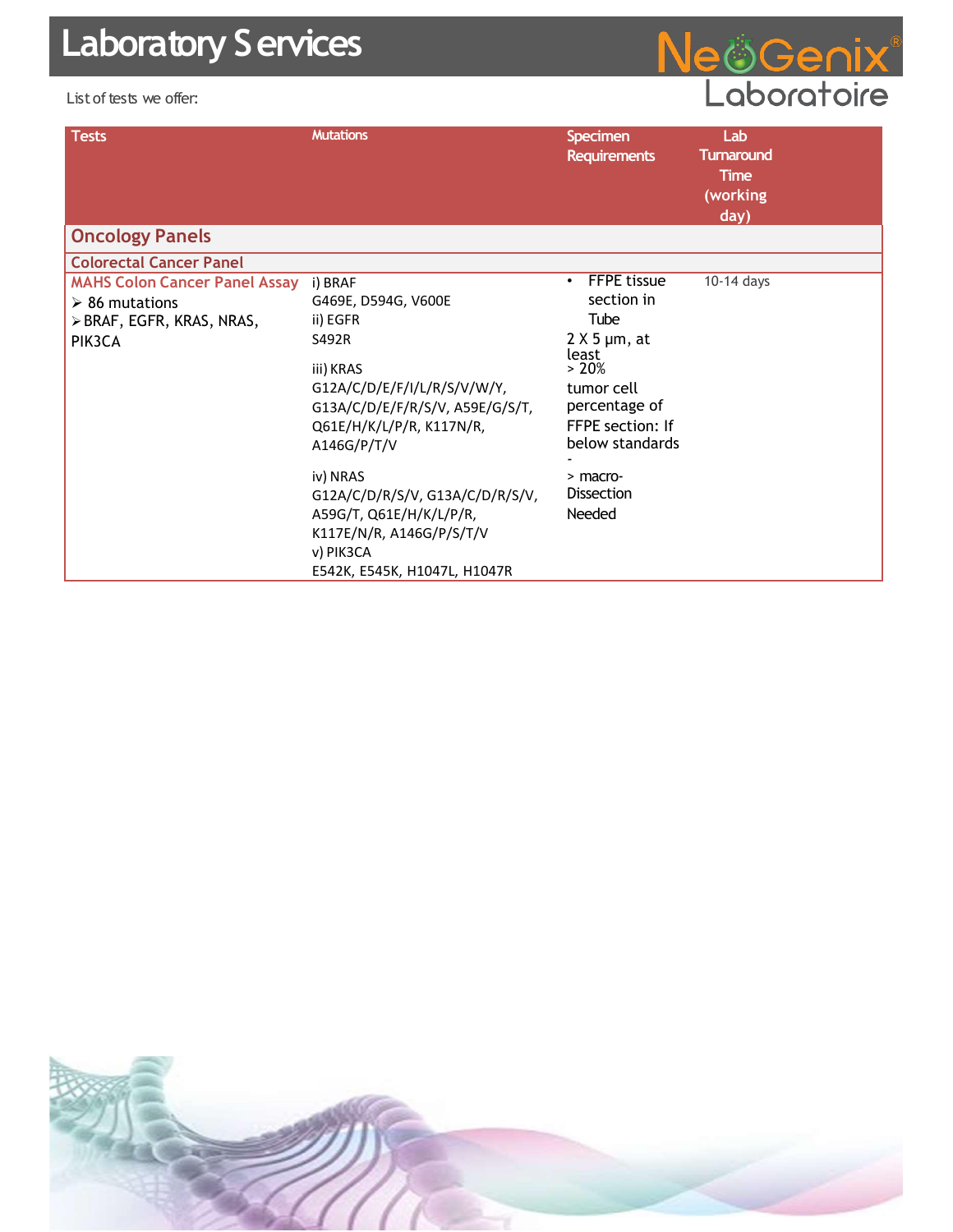# Laboratory Services

List of tests we offer:

| Tests | Mutations | Specimen Requirements | Lab Turnaround Time (working day) |
|---|---|---|---|
| **Oncology Panels** | | | |
| **Colorectal Cancer Panel** | | | |
| **MAHS Colon Cancer Panel Assay**<br>➢ 86 mutations<br>➢ BRAF, EGFR, KRAS, NRAS, PIK3CA | i) BRAF<br>G469E, D594G, V600E<br>ii) EGFR<br>S492R<br>iii) KRAS<br>G12A/C/D/E/F/I/L/R/S/V/W/Y, G13A/C/D/E/F/R/S/V, A59E/G/S/T, Q61E/H/K/L/P/R, K117N/R, A146G/P/T/V<br>iv) NRAS<br>G12A/C/D/R/S/V, G13A/C/D/R/S/V, A59G/T, Q61E/H/K/L/P/R, K117E/N/R, A146G/P/S/T/V<br>v) PIK3CA<br>E542K, E545K, H1047L, H1047R | • FFPE tissue section in Tube<br>2 X 5 µm, at least > 20% tumor cell percentage of FFPE section: If below standards - > macro-Dissection Needed | 10-14 days |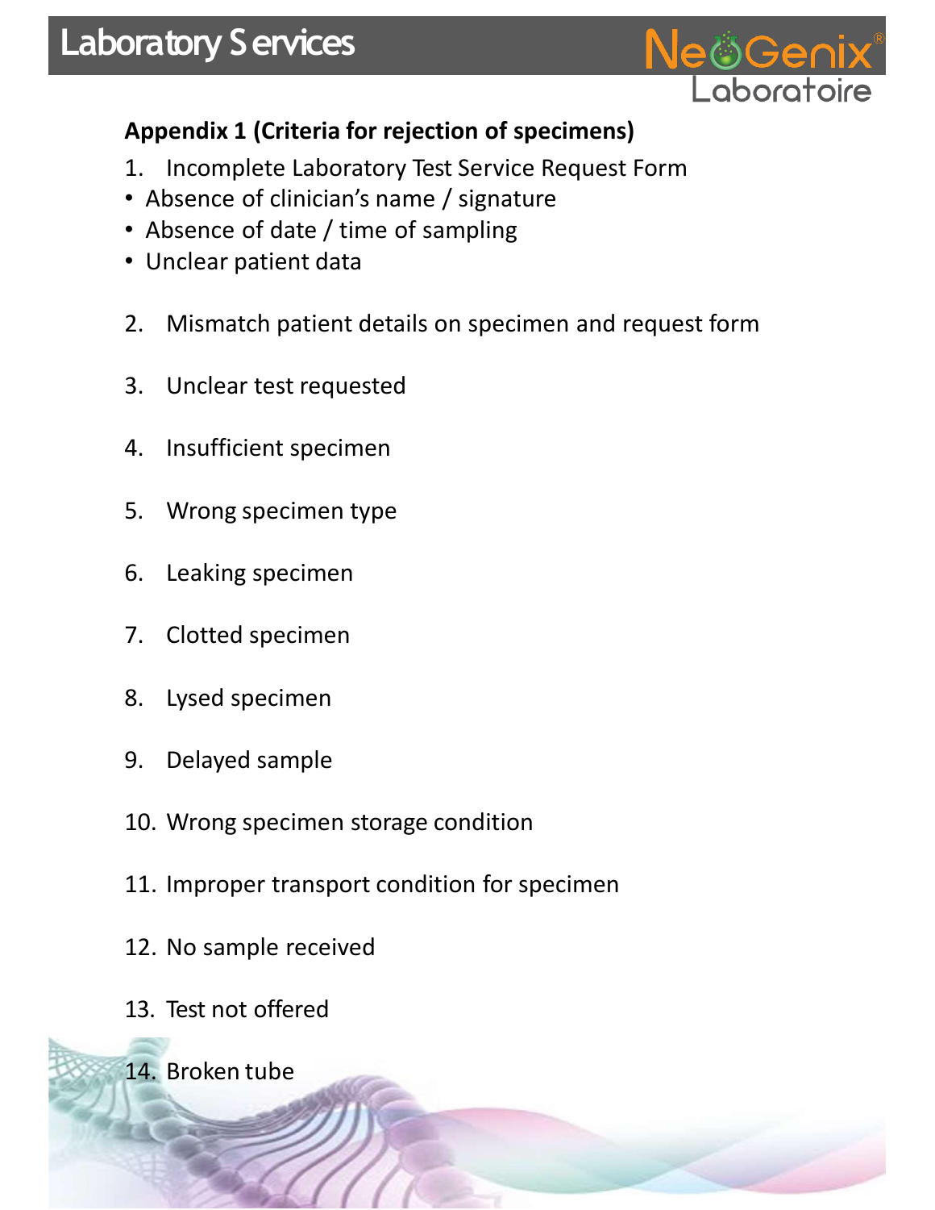**Appendix 1 (Criteria for rejection of specimens)**

1. Incomplete Laboratory Test Service Request Form
   - Absence of clinician's name / signature
   - Absence of date / time of sampling
   - Unclear patient data
2. Mismatch patient details on specimen and request form
3. Unclear test requested
4. Insufficient specimen
5. Wrong specimen type
6. Leaking specimen
7. Clotted specimen
8. Lysed specimen
9. Delayed sample
10. Wrong specimen storage condition
11. Improper transport condition for specimen
12. No sample received
13. Test not offered
14. Broken tube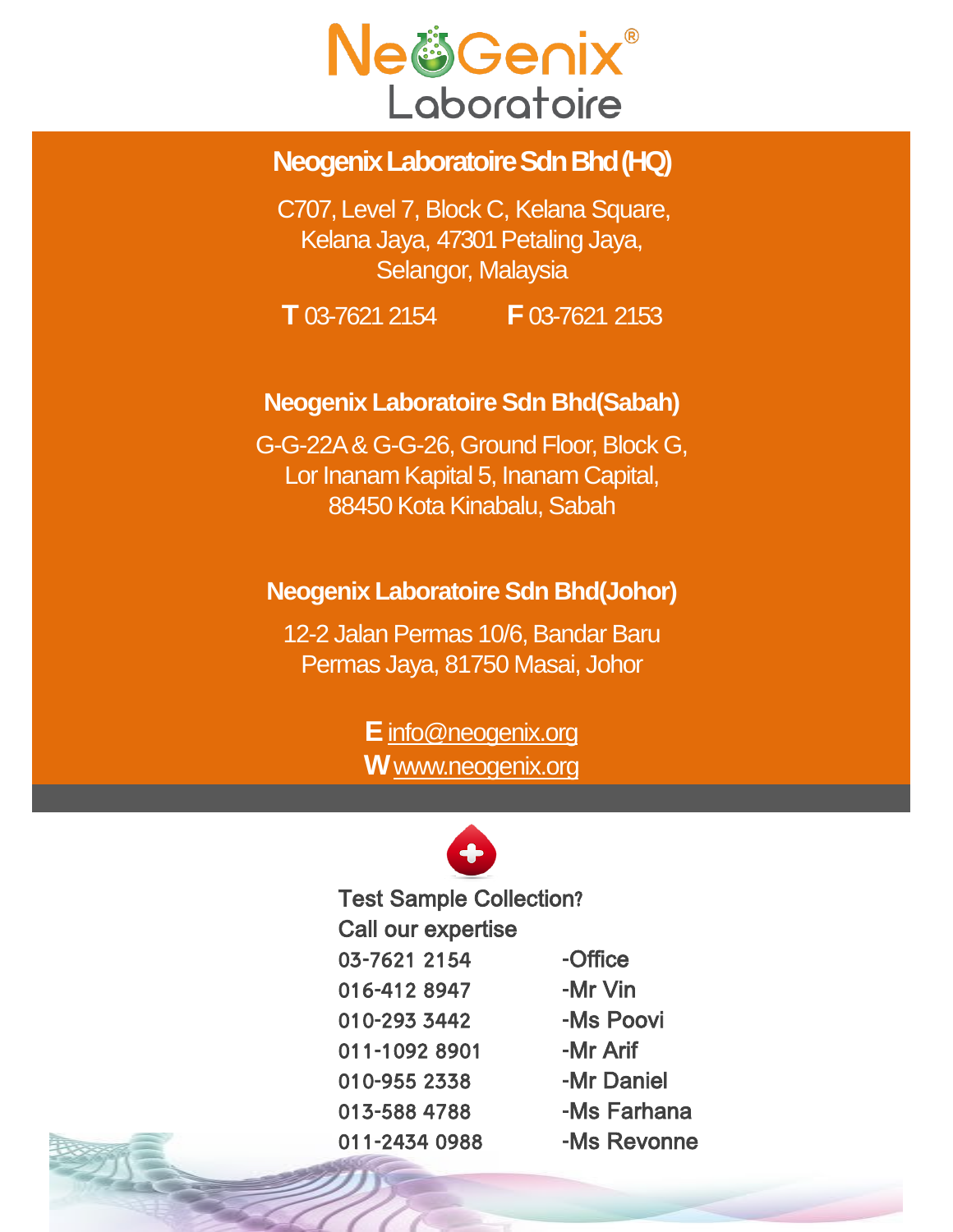# NeoGenix® Laboratoire

## Neogenix Laboratoire Sdn Bhd (HQ)

C707, Level 7, Block C, Kelana Square,
Kelana Jaya, 47301 Petaling Jaya,
Selangor, Malaysia

**T** 03-7621 2154 **F** 03-7621 2153

## Neogenix Laboratoire Sdn Bhd(Sabah)

G-G-22A & G-G-26, Ground Floor, Block G,
Lor Inanam Kapital 5, Inanam Capital,
88450 Kota Kinabalu, Sabah

## Neogenix Laboratoire Sdn Bhd(Johor)

12-2 Jalan Permas 10/6, Bandar Baru
Permas Jaya, 81750 Masai, Johor

**E** info@neogenix.org
**W** www.neogenix.org

Test Sample Collection?
Call our expertise

| | |
|---|---|
| 03-7621 2154 | -Office |
| 016-412 8947 | -Mr Vin |
| 010-293 3442 | -Ms Poovi |
| 011-1092 8901 | -Mr Arif |
| 010-955 2338 | -Mr Daniel |
| 013-588 4788 | -Ms Farhana |
| 011-2434 0988 | -Ms Revonne |